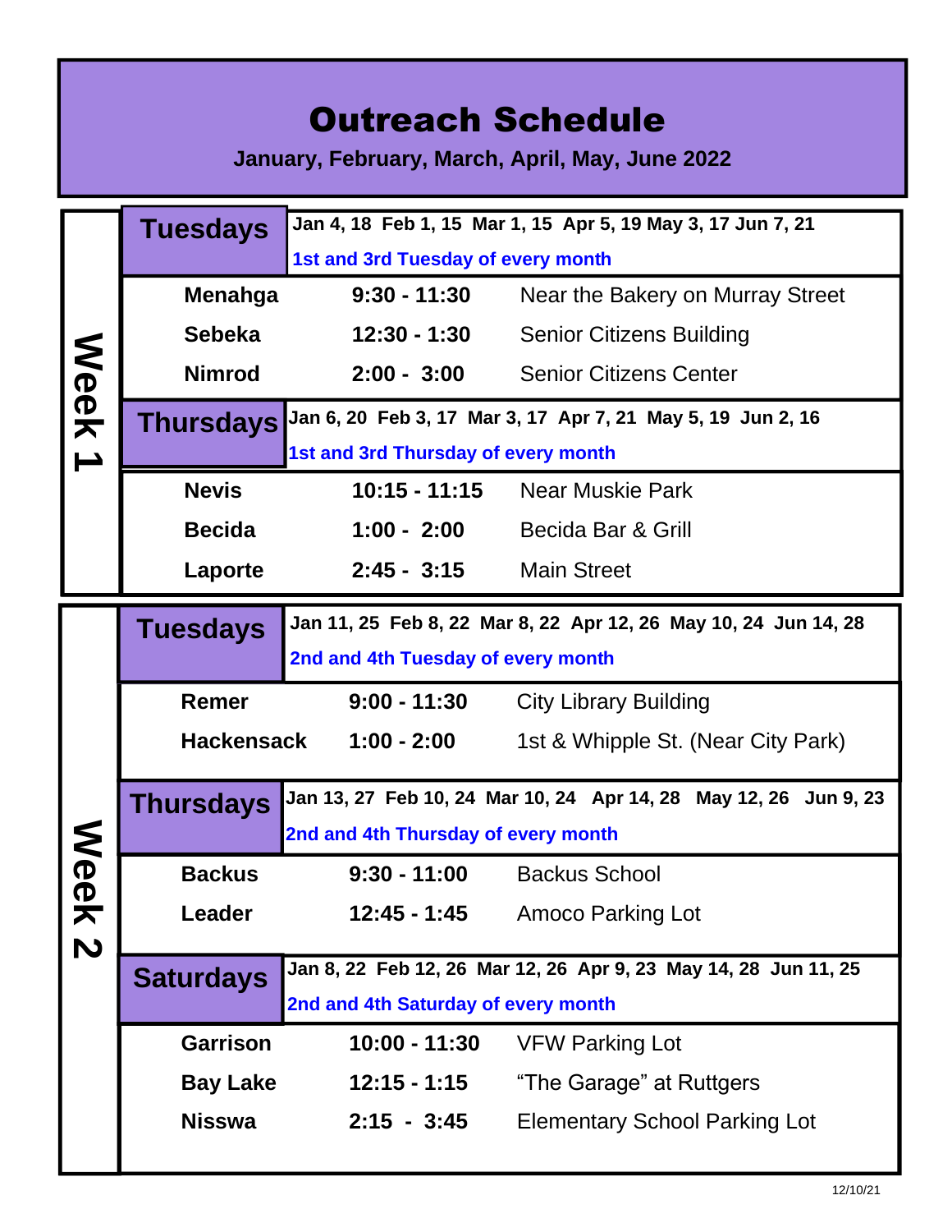# Outreach Schedule

**January, February, March, April, May, June 2022**

## Week 1

### Tuesdays

**Jan 4, 18 Feb 1, 15 Mar 1, 15 Apr 5, 19 May 3, 17 Jun 7, 21**

**1st and 3rd Tuesday of every month**

| Location | Time | Place |
|---|---|---|
| **Menahga** | **9:30 - 11:30** | Near the Bakery on Murray Street |
| **Sebeka** | **12:30 - 1:30** | Senior Citizens Building |
| **Nimrod** | **2:00 - 3:00** | Senior Citizens Center |

### Thursdays

**Jan 6, 20 Feb 3, 17 Mar 3, 17 Apr 7, 21 May 5, 19 Jun 2, 16**

**1st and 3rd Thursday of every month**

| Location | Time | Place |
|---|---|---|
| **Nevis** | **10:15 - 11:15** | Near Muskie Park |
| **Becida** | **1:00 - 2:00** | Becida Bar & Grill |
| **Laporte** | **2:45 - 3:15** | Main Street |

## Week 2

### Tuesdays

**Jan 11, 25 Feb 8, 22 Mar 8, 22 Apr 12, 26 May 10, 24 Jun 14, 28**

**2nd and 4th Tuesday of every month**

| Location | Time | Place |
|---|---|---|
| **Remer** | **9:00 - 11:30** | City Library Building |
| **Hackensack** | **1:00 - 2:00** | 1st & Whipple St. (Near City Park) |

### Thursdays

**Jan 13, 27 Feb 10, 24 Mar 10, 24 Apr 14, 28 May 12, 26 Jun 9, 23**

**2nd and 4th Thursday of every month**

| Location | Time | Place |
|---|---|---|
| **Backus** | **9:30 - 11:00** | Backus School |
| **Leader** | **12:45 - 1:45** | Amoco Parking Lot |

### Saturdays

**Jan 8, 22 Feb 12, 26 Mar 12, 26 Apr 9, 23 May 14, 28 Jun 11, 25**

**2nd and 4th Saturday of every month**

| Location | Time | Place |
|---|---|---|
| **Garrison** | **10:00 - 11:30** | VFW Parking Lot |
| **Bay Lake** | **12:15 - 1:15** | "The Garage" at Ruttgers |
| **Nisswa** | **2:15 - 3:45** | Elementary School Parking Lot |

12/10/21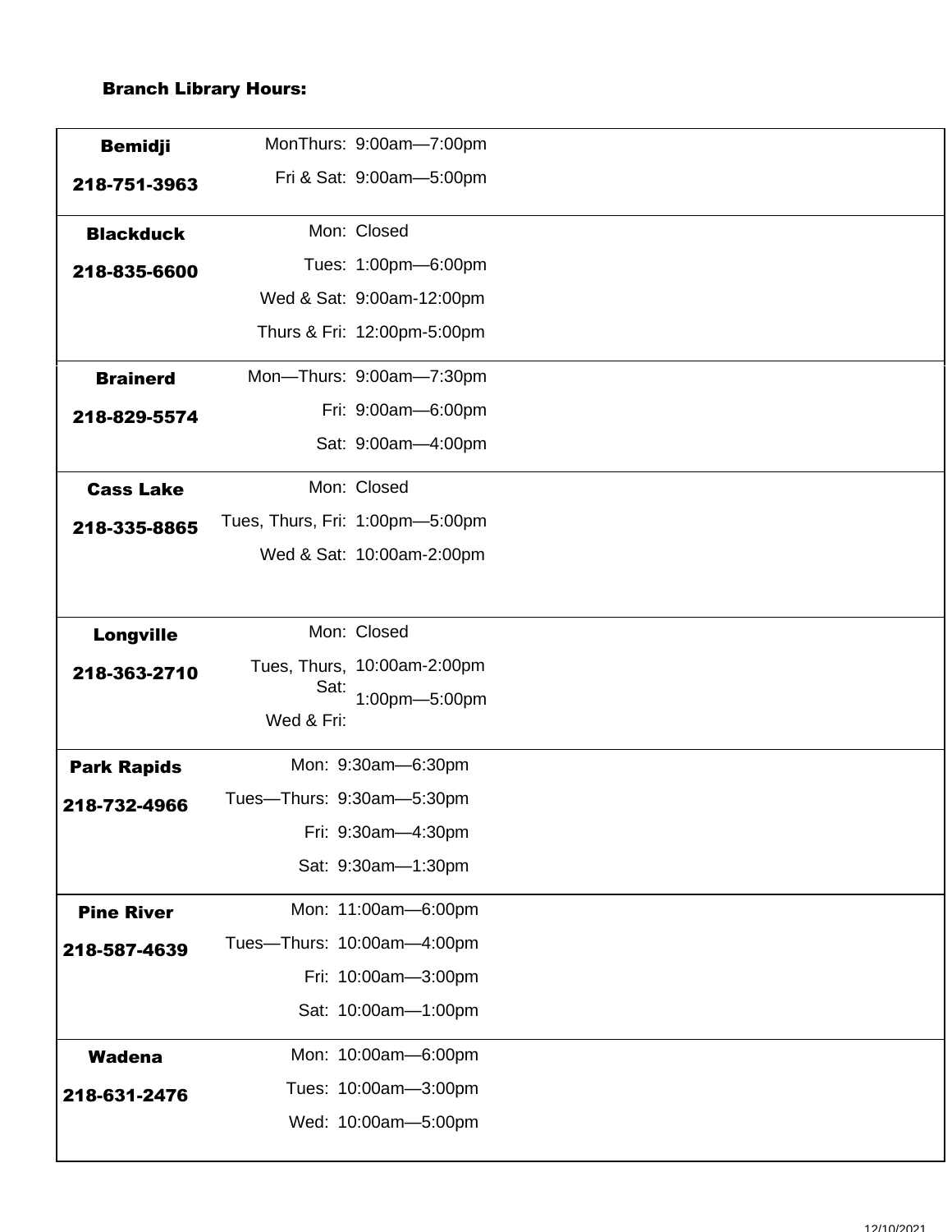**Branch Library Hours:**

| Branch | Days | Hours |
|---|---|---|
| **Bemidji** **218-751-3963** | MonThurs: | 9:00am—7:00pm |
| | Fri & Sat: | 9:00am—5:00pm |
| **Blackduck** **218-835-6600** | Mon: | Closed |
| | Tues: | 1:00pm—6:00pm |
| | Wed & Sat: | 9:00am-12:00pm |
| | Thurs & Fri: | 12:00pm-5:00pm |
| **Brainerd** **218-829-5574** | Mon—Thurs: | 9:00am—7:30pm |
| | Fri: | 9:00am—6:00pm |
| | Sat: | 9:00am—4:00pm |
| **Cass Lake** **218-335-8865** | Mon: | Closed |
| | Tues, Thurs, Fri: | 1:00pm—5:00pm |
| | Wed & Sat: | 10:00am-2:00pm |
| **Longville** **218-363-2710** | Mon: | Closed |
| | Tues, Thurs, Sat: | 10:00am-2:00pm |
| | Wed & Fri: | 1:00pm—5:00pm |
| **Park Rapids** **218-732-4966** | Mon: | 9:30am—6:30pm |
| | Tues—Thurs: | 9:30am—5:30pm |
| | Fri: | 9:30am—4:30pm |
| | Sat: | 9:30am—1:30pm |
| **Pine River** **218-587-4639** | Mon: | 11:00am—6:00pm |
| | Tues—Thurs: | 10:00am—4:00pm |
| | Fri: | 10:00am—3:00pm |
| | Sat: | 10:00am—1:00pm |
| **Wadena** **218-631-2476** | Mon: | 10:00am—6:00pm |
| | Tues: | 10:00am—3:00pm |
| | Wed: | 10:00am—5:00pm |

12/10/2021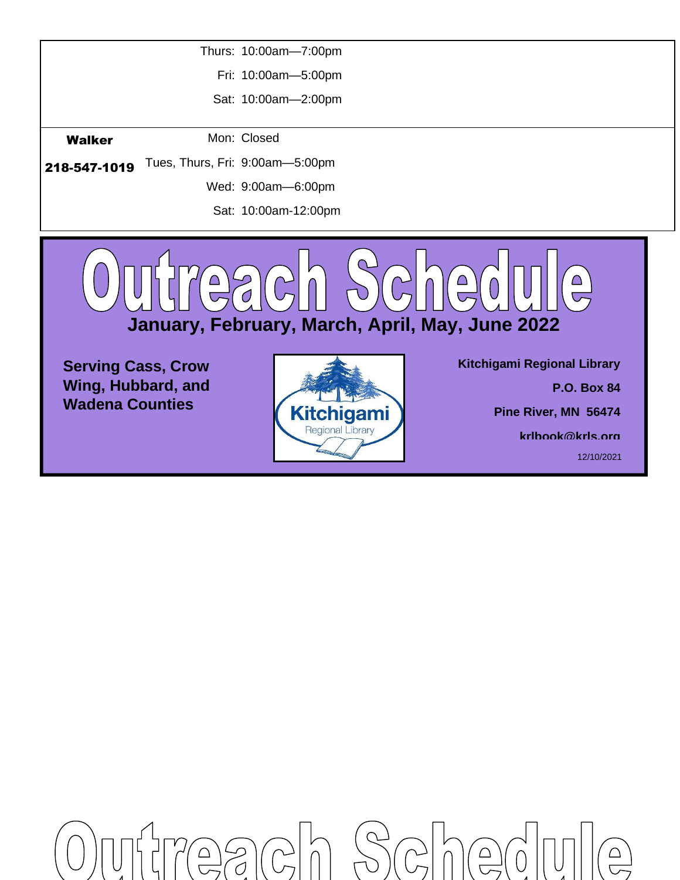| | | |
|---|---|---|
| | Thurs: | 10:00am—7:00pm |
| | Fri: | 10:00am—5:00pm |
| | Sat: | 10:00am—2:00pm |
| **Walker** | Mon: | Closed |
| **218-547-1019** | Tues, Thurs, Fri: | 9:00am—5:00pm |
| | Wed: | 9:00am—6:00pm |
| | Sat: | 10:00am-12:00pm |

# Outreach Schedule

## January, February, March, April, May, June 2022

**Serving Cass, Crow Wing, Hubbard, and Wadena Counties**

Kitchigami Regional Library

**Kitchigami Regional Library**

**P.O. Box 84**

**Pine River, MN 56474**

**krlbook@krls.org**

12/10/2021

# Outreach Schedule